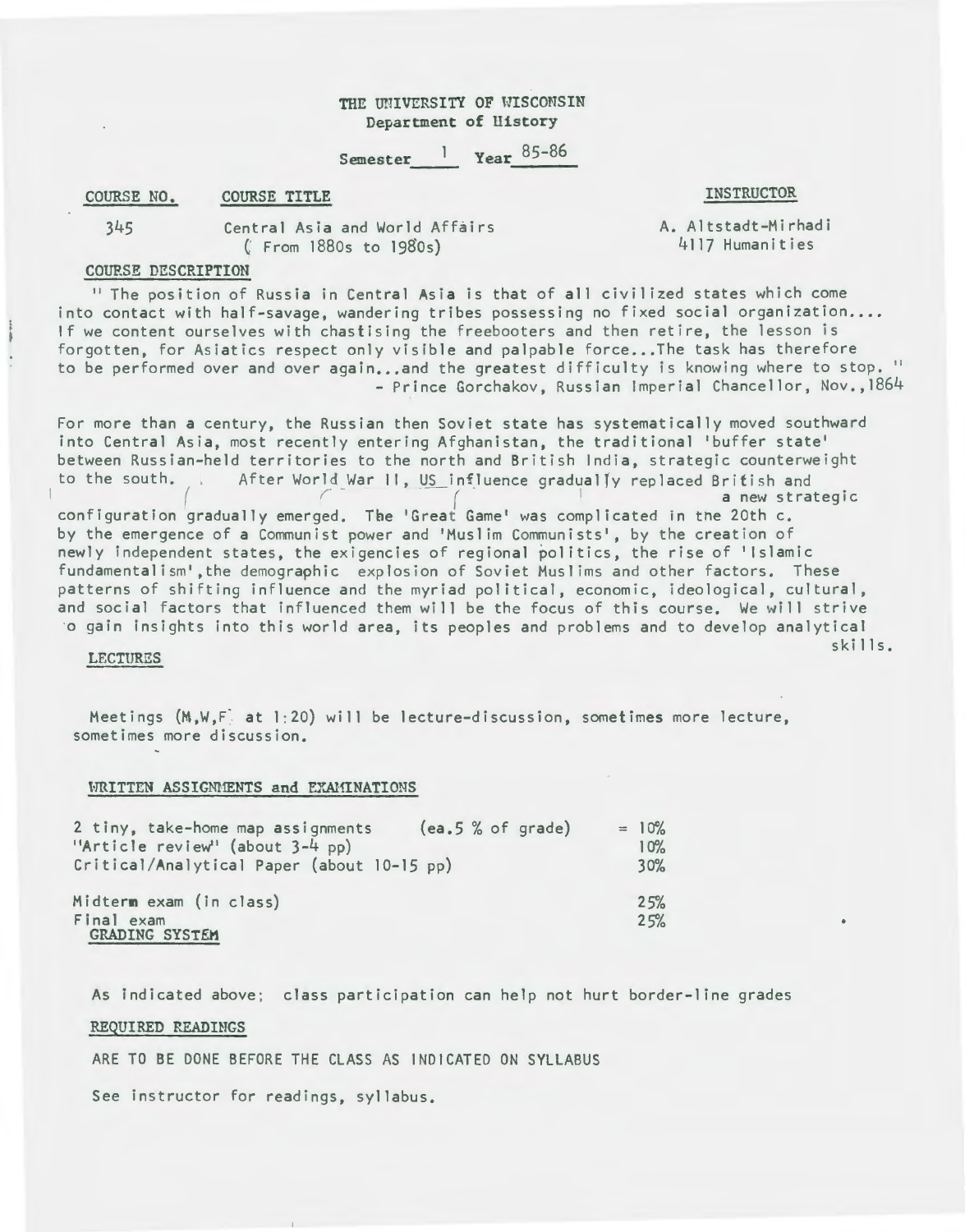# THE UNIVERSITY OF WISCONSIN
## Department of History

Semester 1 Year 85-86

| COURSE NO. | COURSE TITLE | INSTRUCTOR |
| --- | --- | --- |
| 345 | Central Asia and World Affairs (From 1880s to 1980s) | A. Altstadt-Mirhadi 4117 Humanities |

### COURSE DESCRIPTION

" The position of Russia in Central Asia is that of all civilized states which come into contact with half-savage, wandering tribes possessing no fixed social organization.... If we content ourselves with chastising the freebooters and then retire, the lesson is forgotten, for Asiatics respect only visible and palpable force...The task has therefore to be performed over and over again...and the greatest difficulty is knowing where to stop. "
- Prince Gorchakov, Russian Imperial Chancellor, Nov., 1864

For more than a century, the Russian then Soviet state has systematically moved southward into Central Asia, most recently entering Afghanistan, the traditional 'buffer state' between Russian-held territories to the north and British India, strategic counterweight to the south. After World War II, US influence gradually replaced British and a new strategic configuration gradually emerged. The 'Great Game' was complicated in the 20th c. by the emergence of a Communist power and 'Muslim Communists', by the creation of newly independent states, the exigencies of regional politics, the rise of 'Islamic fundamentalism', the demographic explosion of Soviet Muslims and other factors. These patterns of shifting influence and the myriad political, economic, ideological, cultural, and social factors that influenced them will be the focus of this course. We will strive to gain insights into this world area, its peoples and problems and to develop analytical skills.

### LECTURES

Meetings (M,W,F at 1:20) will be lecture-discussion, sometimes more lecture, sometimes more discussion.

### WRITTEN ASSIGNMENTS and EXAMINATIONS

| | | |
| --- | --- | --- |
| 2 tiny, take-home map assignments | (ea.5 % of grade) | = 10% |
| "Article review" (about 3-4 pp) | | 10% |
| Critical/Analytical Paper (about 10-15 pp) | | 30% |
| Midterm exam (in class) | | 25% |
| Final exam | | 25% |

### GRADING SYSTEM

As indicated above; class participation can help not hurt border-line grades

### REQUIRED READINGS

ARE TO BE DONE BEFORE THE CLASS AS INDICATED ON SYLLABUS

See instructor for readings, syllabus.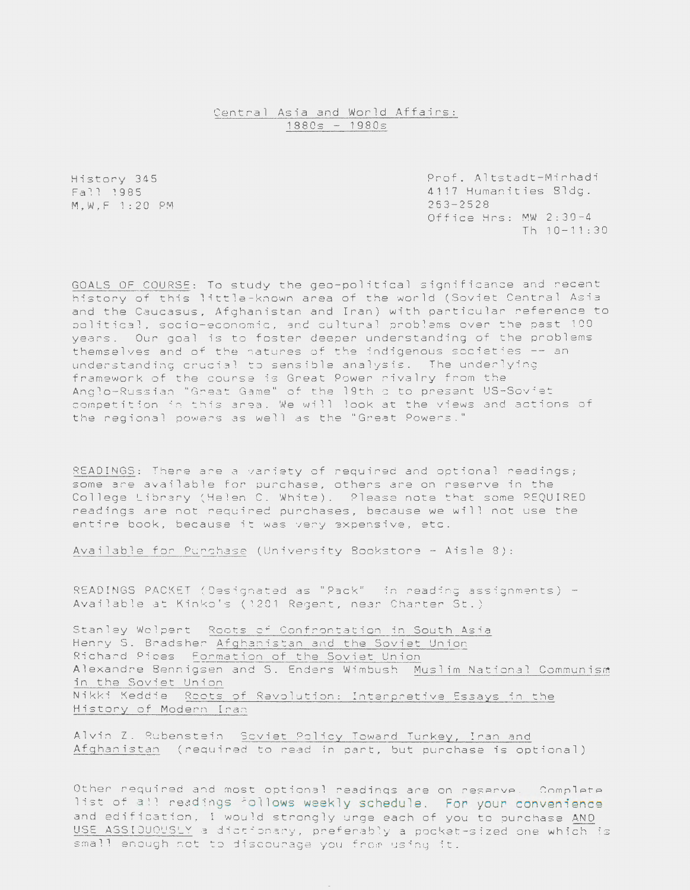# Central Asia and World Affairs: 1880s - 1980s

History 345
Fall 1985
M,W,F 1:20 PM

Prof. Altstadt-Mirhadi
4117 Humanities Bldg.
263-2528
Office Hrs: MW 2:30-4
Th 10-11:30

GOALS OF COURSE: To study the geo-political significance and recent history of this little-known area of the world (Soviet Central Asia and the Caucasus, Afghanistan and Iran) with particular reference to political, socio-economic, and cultural problems over the past 100 years. Our goal is to foster deeper understanding of the problems themselves and of the natures of the indigenous societies -- an understanding crucial to sensible analysis. The underlying framework of the course is Great Power rivalry from the Anglo-Russian "Great Game" of the 19th c to present US-Soviet competition in this area. We will look at the views and actions of the regional powers as well as the "Great Powers."

READINGS: There are a variety of required and optional readings; some are available for purchase, others are on reserve in the College Library (Helen C. White). Please note that some REQUIRED readings are not required purchases, because we will not use the entire book, because it was very expensive, etc.

Available for Purchase (University Bookstore - Aisle 8):

READINGS PACKET (Designated as "Pack" in reading assignments) - Available at Kinko's (1201 Regent, near Charter St.)

Stanley Wolpert *Roots of Confrontation in South Asia*
Henry S. Bradsher *Afghanistan and the Soviet Union*
Richard Pipes *Formation of the Soviet Union*
Alexandre Bennigsen and S. Enders Wimbush *Muslim National Communism in the Soviet Union*
Nikki Keddie *Roots of Revolution: Interpretive Essays in the History of Modern Iran*

Alvin Z. Rubenstein *Soviet Policy Toward Turkey, Iran and Afghanistan* (required to read in part, but purchase is optional)

Other required and most optional readings are on reserve. Complete list of all readings follows weekly schedule. For your convenience and edification, I would strongly urge each of you to purchase AND USE ASSIDUOUSLY a dictionary, preferably a pocket-sized one which is small enough not to discourage you from using it.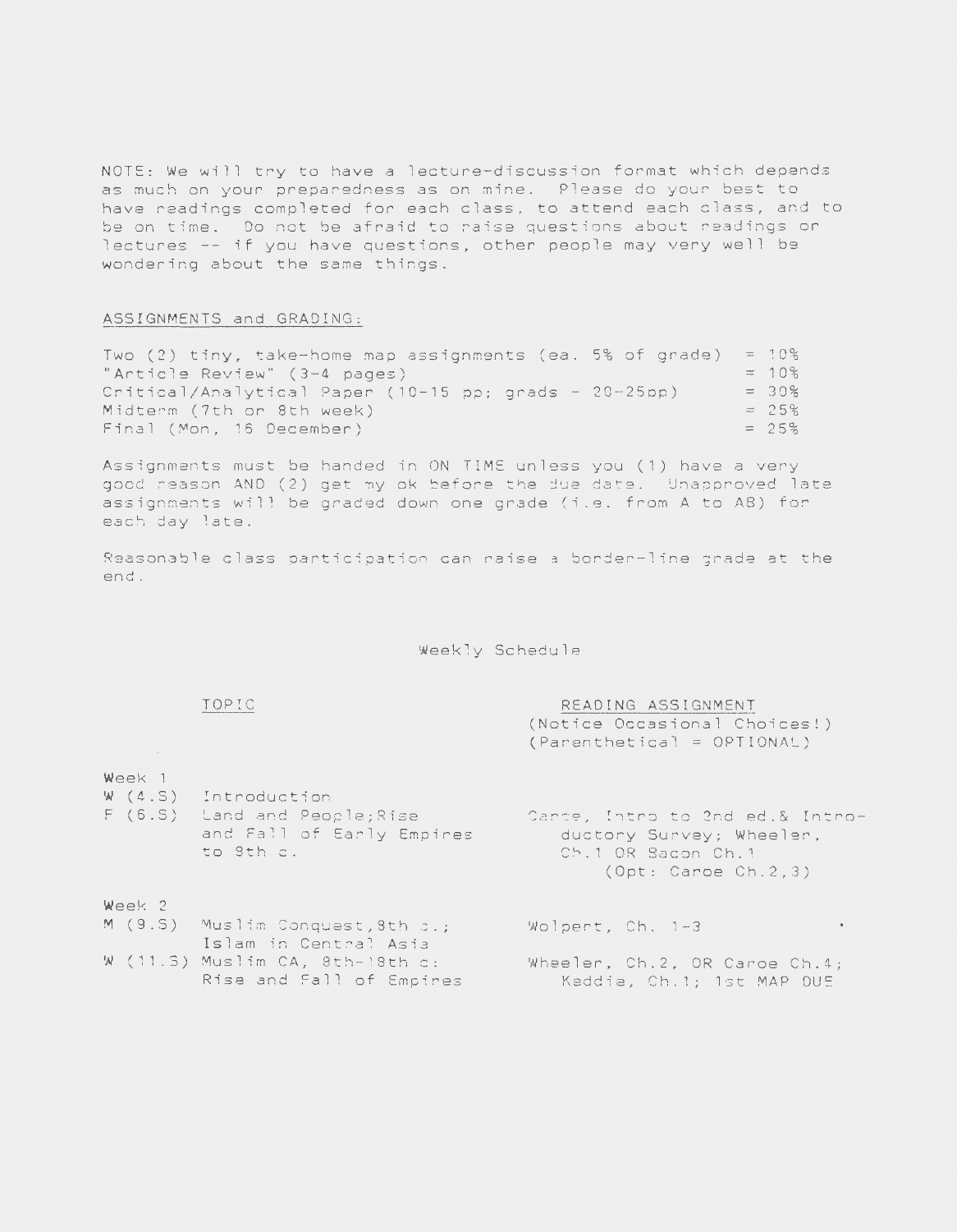NOTE: We will try to have a lecture-discussion format which depends as much on your preparedness as on mine. Please do your best to have readings completed for each class, to attend each class, and to be on time. Do not be afraid to raise questions about readings or lectures -- if you have questions, other people may very well be wondering about the same things.

## ASSIGNMENTS and GRADING:

| | |
|---|---|
| Two (2) tiny, take-home map assignments (ea. 5% of grade) | = 10% |
| "Article Review" (3-4 pages) | = 10% |
| Critical/Analytical Paper (10-15 pp; grads - 20-25pp) | = 30% |
| Midterm (7th or 8th week) | = 25% |
| Final (Mon, 16 December) | = 25% |

Assignments must be handed in ON TIME unless you (1) have a very good reason AND (2) get my ok before the due date. Unapproved late assignments will be graded down one grade (i.e. from A to AB) for each day late.

Reasonable class participation can raise a border-line grade at the end.

## Weekly Schedule

| | TOPIC | READING ASSIGNMENT (Notice Occasional Choices!) (Parenthetical = OPTIONAL) |
|---|---|---|
| **Week 1** | | |
| W (4.S) | Introduction | |
| F (6.S) | Land and People; Rise and Fall of Early Empires to 8th c. | Caroe, Intro to 2nd ed.& Introductory Survey; Wheeler, Ch.1 OR Bacon Ch.1 (Opt: Caroe Ch.2,3) |
| **Week 2** | | |
| M (9.S) | Muslim Conquest, 8th c.; Islam in Central Asia | Wolpert, Ch. 1-3 |
| W (11.S) | Muslim CA, 8th-18th c: Rise and Fall of Empires | Wheeler, Ch.2, OR Caroe Ch.4; Keddie, Ch.1; 1st MAP DUE |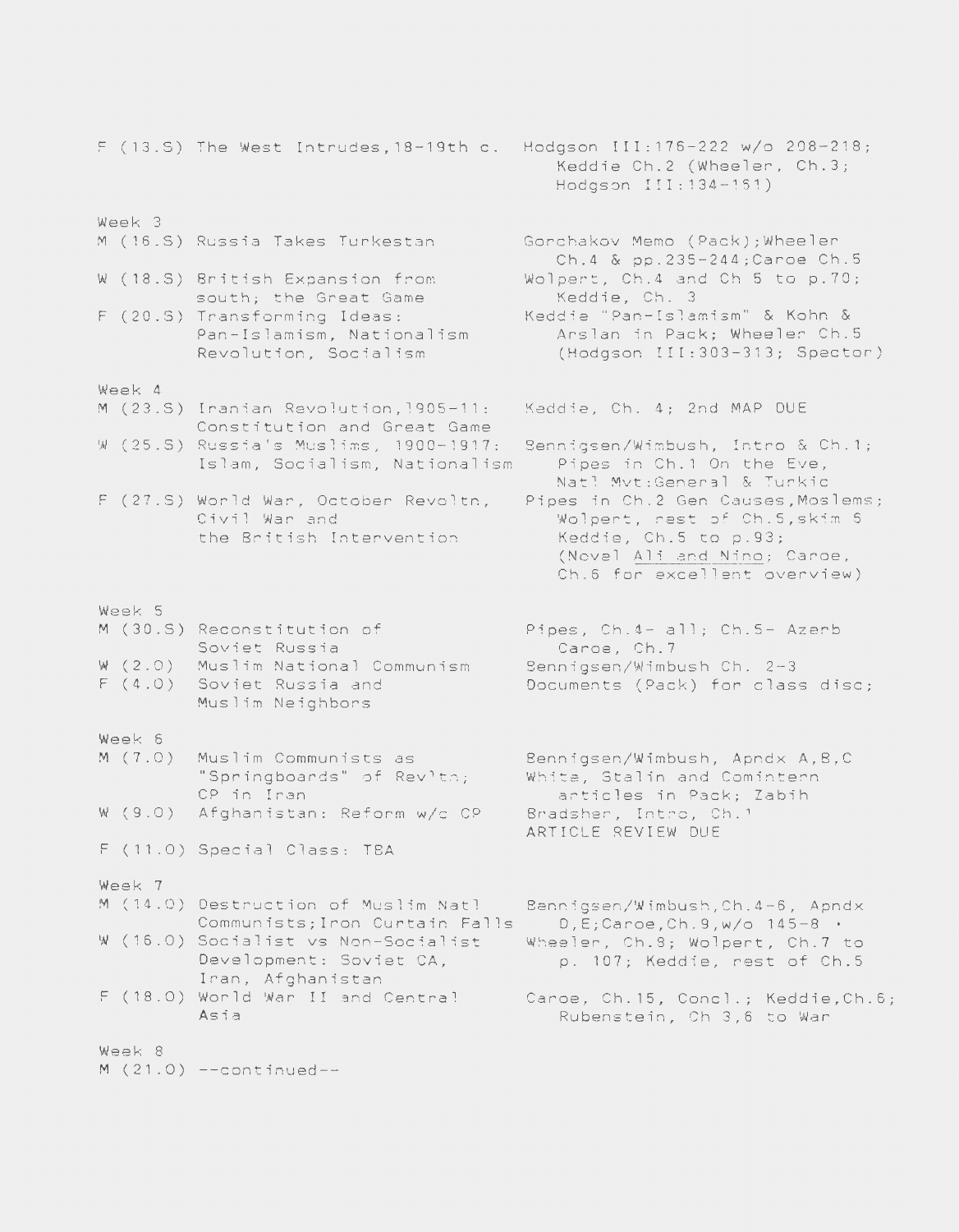F (13.S) The West Intrudes,18-19th c. — Hodgson III:176-222 w/o 208-218; Keddie Ch.2 (Wheeler, Ch.3; Hodgson III:134-161)

Week 3

M (16.S) Russia Takes Turkestan — Gorchakov Memo (Pack);Wheeler Ch.4 & pp.235-244;Caroe Ch.5

W (18.S) British Expansion from south; the Great Game — Wolpert, Ch.4 and Ch 5 to p.70; Keddie, Ch. 3

F (20.S) Transforming Ideas: Pan-Islamism, Nationalism Revolution, Socialism — Keddie "Pan-Islamism" & Kohn & Arslan in Pack; Wheeler Ch.5 (Hodgson III:303-313; Spector)

Week 4

M (23.S) Iranian Revolution,1905-11: Constitution and Great Game — Keddie, Ch. 4; 2nd MAP DUE

W (25.S) Russia's Muslims, 1900-1917: Islam, Socialism, Nationalism — Bennigsen/Wimbush, Intro & Ch.1; Pipes in Ch.1 On the Eve, Natl Mvt:General & Turkic

F (27.S) World War, October Revoltn, Civil War and the British Intervention — Pipes in Ch.2 Gen Causes,Moslems; Wolpert, rest of Ch.5,skim 6 Keddie, Ch.5 to p.93; (Novel Ali and Nino; Caroe, Ch.6 for excellent overview)

Week 5

M (30.S) Reconstitution of Soviet Russia — Pipes, Ch.4- all; Ch.5- Azerb Caroe, Ch.7

W (2.O) Muslim National Communism — Bennigsen/Wimbush Ch. 2-3

F (4.O) Soviet Russia and Muslim Neighbors — Documents (Pack) for class disc;

Week 6

M (7.O) Muslim Communists as "Springboards" of Rev'ltn; CP in Iran — Bennigsen/Wimbush, Apndx A,B,C White, Stalin and Comintern articles in Pack; Zabih

W (9.O) Afghanistan: Reform w/o CP — Bradsher, Intro, Ch.1
ARTICLE REVIEW DUE

F (11.O) Special Class: TBA

Week 7

M (14.O) Destruction of Muslim Natl Communists;Iron Curtain Falls — Bennigsen/Wimbush,Ch.4-6, Apndx D,E;Caroe,Ch.9,w/o 145-8 ·

W (16.O) Socialist vs Non-Socialist Development: Soviet CA, Iran, Afghanistan — Wheeler, Ch.8; Wolpert, Ch.7 to p. 107; Keddie, rest of Ch.5

F (18.O) World War II and Central Asia — Caroe, Ch.15, Concl.; Keddie,Ch.6; Rubenstein, Ch 3,6 to War

Week 8

M (21.O) --continued--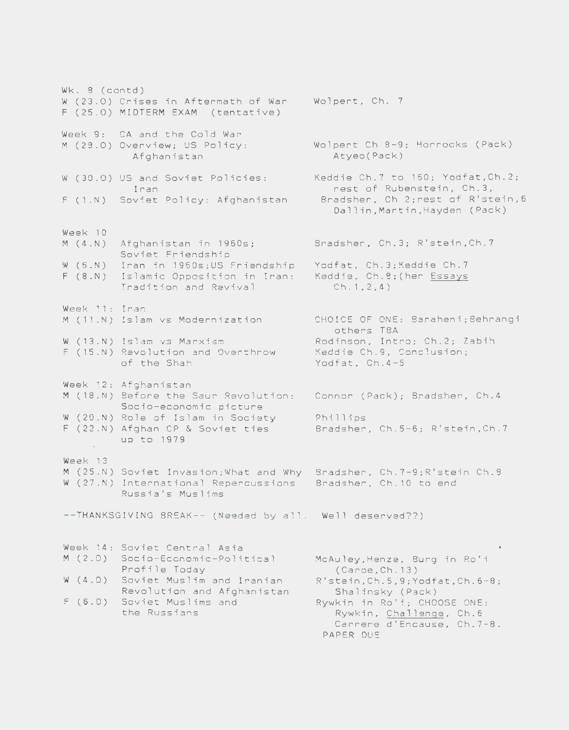Wk. 8 (contd)

| Date | Topic | Reading |
|---|---|---|
| W (23.O) | Crises in Aftermath of War | Wolpert, Ch. 7 |
| F (25.O) | MIDTERM EXAM (tentative) | |

Week 9: CA and the Cold War

| Date | Topic | Reading |
|---|---|---|
| M (28.O) | Overview; US Policy: Afghanistan | Wolpert Ch 8-9; Horrocks (Pack) Atyeo(Pack) |
| W (30.O) | US and Soviet Policies: Iran | Keddie Ch.7 to 160; Yodfat,Ch.2; rest of Rubenstein, Ch.3, |
| F (1.N) | Soviet Policy: Afghanistan | Bradsher, Ch 2;rest of R'stein,6 Dallin,Martin,Hayden (Pack) |

Week 10

| Date | Topic | Reading |
|---|---|---|
| M (4.N) | Afghanistan in 1960s; Soviet Friendship | Bradsher, Ch.3; R'stein,Ch.7 |
| W (6.N) | Iran in 1960s;US Friendship | Yodfat, Ch.3;Keddie Ch.7 |
| F (8.N) | Islamic Opposition in Iran: Tradition and Revival | Keddie, Ch.8;(her _Essays_ Ch.1,2,4) |

Week 11: Iran

| Date | Topic | Reading |
|---|---|---|
| M (11.N) | Islam vs Modernization | CHOICE OF ONE: Baraheni;Behrangi others TBA |
| W (13.N) | Islam vs Marxism | Rodinson, Intro; Ch.2; Zabih |
| F (15.N) | Revolution and Overthrow of the Shah | Keddie Ch.9, Conclusion; Yodfat, Ch.4-5 |

Week 12: Afghanistan

| Date | Topic | Reading |
|---|---|---|
| M (18.N) | Before the Saur Revolution: Socio-economic picture | Connor (Pack); Bradsher, Ch.4 |
| W (20.N) | Role of Islam in Society | Phillips |
| F (22.N) | Afghan CP & Soviet ties up to 1979 | Bradsher, Ch.5-6; R'stein,Ch.7 |

Week 13

| Date | Topic | Reading |
|---|---|---|
| M (25.N) | Soviet Invasion;What and Why | Bradsher, Ch.7-9;R'stein Ch.8 |
| W (27.N) | International Repercussions Russia's Muslims | Bradsher, Ch.10 to end |

--THANKSGIVING BREAK-- (Needed by all. Well deserved??)

Week 14: Soviet Central Asia

| Date | Topic | Reading |
|---|---|---|
| M (2.D) | Socio-Economic-Political Profile Today | McAuley,Henze, Burg in Ro'i (Caroe,Ch.13) |
| W (4.D) | Soviet Muslim and Iranian Revolution and Afghanistan | R'stein,Ch.5,9;Yodfat,Ch.6-8; Shalinsky (Pack) |
| F (6.D) | Soviet Muslims and the Russians | Rywkin in Ro'i; CHOOSE ONE: Rywkin, _Challenge_, Ch.6 Carrere d'Encause, Ch.7-8. PAPER DUE |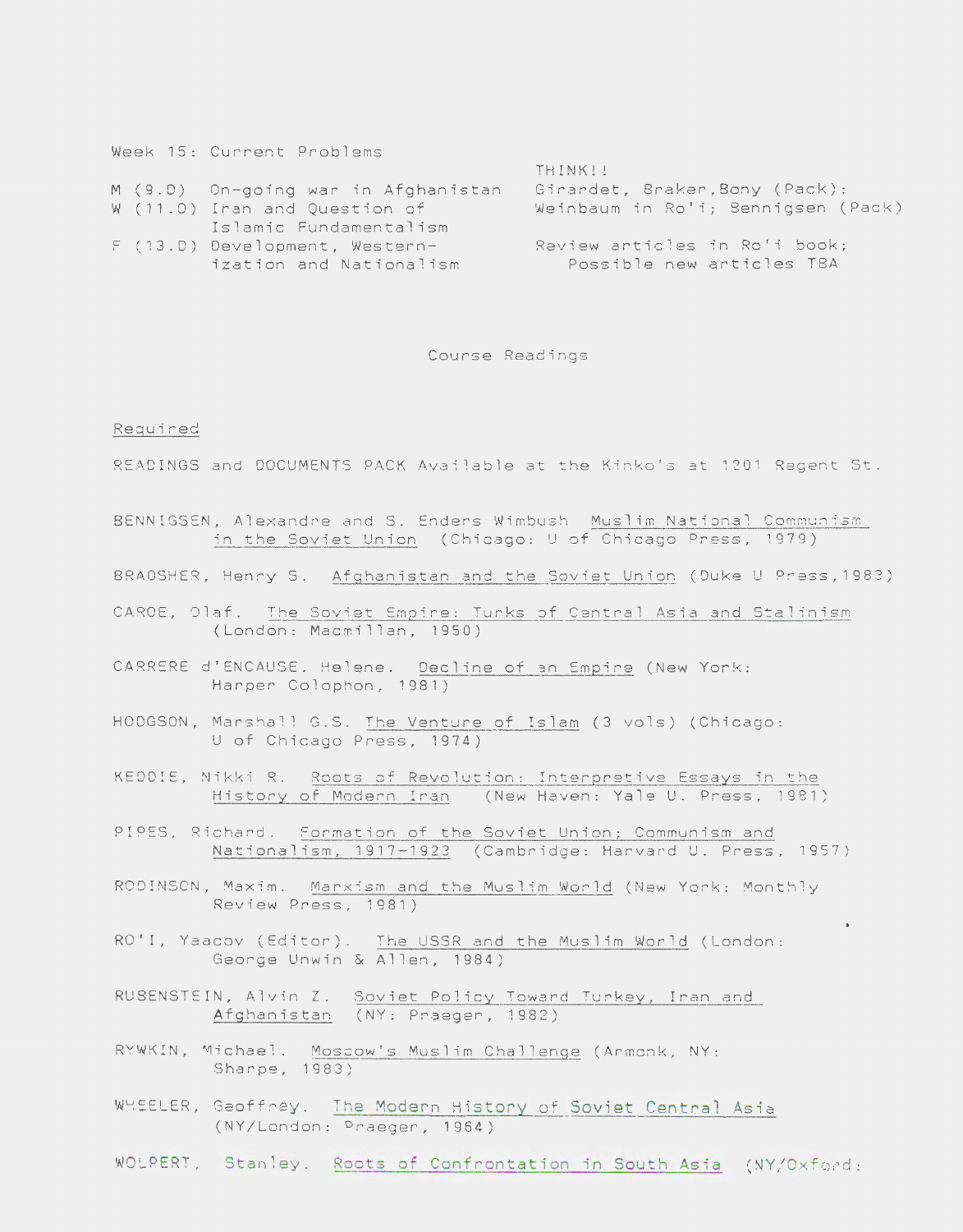Week 15: Current Problems

| | | |
|---|---|---|
| | | THINK!! |
| M (9.D) | On-going war in Afghanistan | Girardet, Braker, Bony (Pack): |
| W (11.D) | Iran and Question of Islamic Fundamentalism | Weinbaum in Ro'i; Bennigsen (Pack) |
| F (13.D) | Development, Western-ization and Nationalism | Review articles in Ro'i book; Possible new articles TBA |

## Course Readings

Required

READINGS and DOCUMENTS PACK Available at the Kinko's at 1201 Regent St.

BENNIGSEN, Alexandre and S. Enders Wimbush Muslim National Communism in the Soviet Union (Chicago: U of Chicago Press, 1979)

BRADSHER, Henry S. Afghanistan and the Soviet Union (Duke U Press, 1983)

CAROE, Olaf. The Soviet Empire: Turks of Central Asia and Stalinism (London: Macmillan, 1950)

CARRERE d'ENCAUSE. Helene. Decline of an Empire (New York: Harper Colophon, 1981)

HODGSON, Marshall G.S. The Venture of Islam (3 vols) (Chicago: U of Chicago Press, 1974)

KEDDIE, Nikki R. Roots of Revolution: Interpretive Essays in the History of Modern Iran (New Haven: Yale U. Press, 1981)

PIPES, Richard. Formation of the Soviet Union; Communism and Nationalism, 1917-1923 (Cambridge: Harvard U. Press, 1957)

RODINSON, Maxim. Marxism and the Muslim World (New York: Monthly Review Press, 1981)

RO'I, Yaacov (Editor). The USSR and the Muslim World (London: George Unwin & Allen, 1984)

RUBENSTEIN, Alvin Z. Soviet Policy Toward Turkey, Iran and Afghanistan (NY: Praeger, 1982)

RYWKIN, Michael. Moscow's Muslim Challenge (Armonk, NY: Sharpe, 1983)

WHEELER, Geoffrey. The Modern History of Soviet Central Asia (NY/London: Praeger, 1964)

WOLPERT, Stanley. Roots of Confrontation in South Asia (NY/Oxford: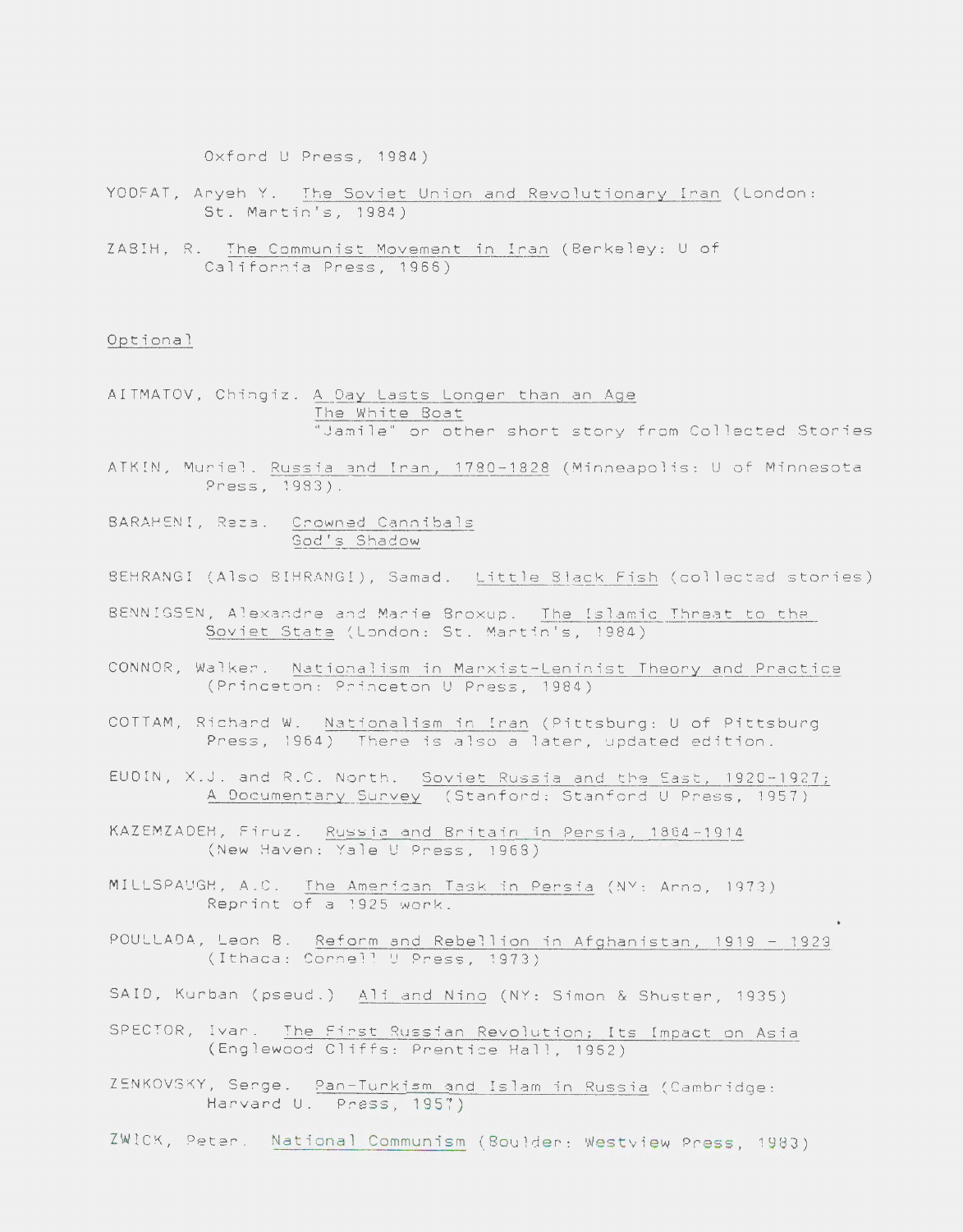Oxford U Press, 1984)

YODFAT, Aryeh Y. The Soviet Union and Revolutionary Iran (London: St. Martin's, 1984)

ZABIH, R. The Communist Movement in Iran (Berkeley: U of California Press, 1966)

Optional

AITMATOV, Chingiz. A Day Lasts Longer than an Age
The White Boat
"Jamile" or other short story from Collected Stories

ATKIN, Muriel. Russia and Iran, 1780-1828 (Minneapolis: U of Minnesota Press, 1983).

BARAHENI, Reza. Crowned Cannibals
God's Shadow

BEHRANGI (Also BIHRANGI), Samad. Little Black Fish (collected stories)

BENNIGSEN, Alexandre and Marie Broxup. The Islamic Threat to the Soviet State (London: St. Martin's, 1984)

CONNOR, Walker. Nationalism in Marxist-Leninist Theory and Practice (Princeton: Princeton U Press, 1984)

COTTAM, Richard W. Nationalism in Iran (Pittsburg: U of Pittsburg Press, 1964) There is also a later, updated edition.

EUDIN, X.J. and R.C. North. Soviet Russia and the East, 1920-1927; A Documentary Survey (Stanford: Stanford U Press, 1957)

KAZEMZADEH, Firuz. Russia and Britain in Persia, 1864-1914 (New Haven: Yale U Press, 1968)

MILLSPAUGH, A.C. The American Task in Persia (NY: Arno, 1973) Reprint of a 1925 work.

POULLADA, Leon B. Reform and Rebellion in Afghanistan, 1919 - 1929 (Ithaca: Cornell U Press, 1973)

SAID, Kurban (pseud.) Ali and Nino (NY: Simon & Shuster, 1935)

SPECTOR, Ivar. The First Russian Revolution; Its Impact on Asia (Englewood Cliffs: Prentice Hall, 1962)

ZENKOVSKY, Serge. Pan-Turkism and Islam in Russia (Cambridge: Harvard U. Press, 1957)

ZWICK, Peter. National Communism (Boulder: Westview Press, 1983)